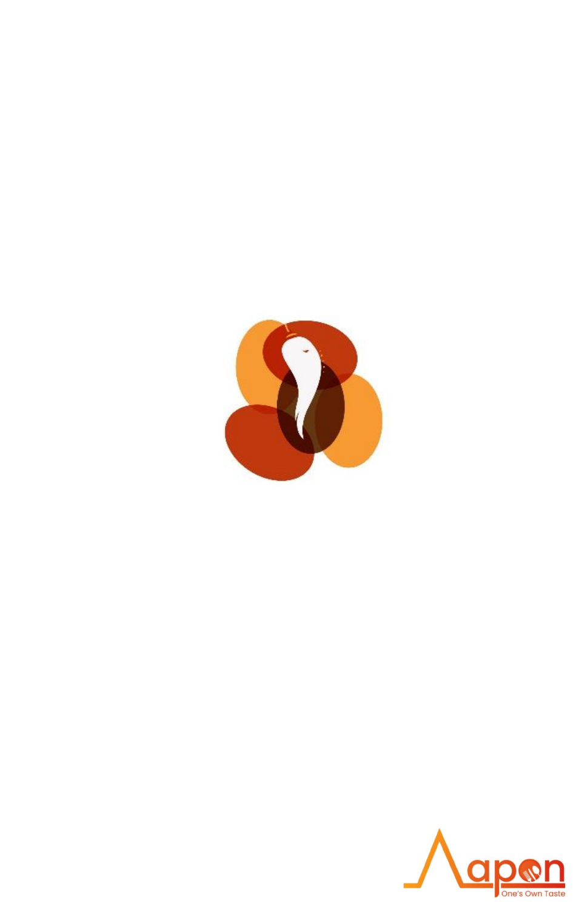Aapon

One's Own Taste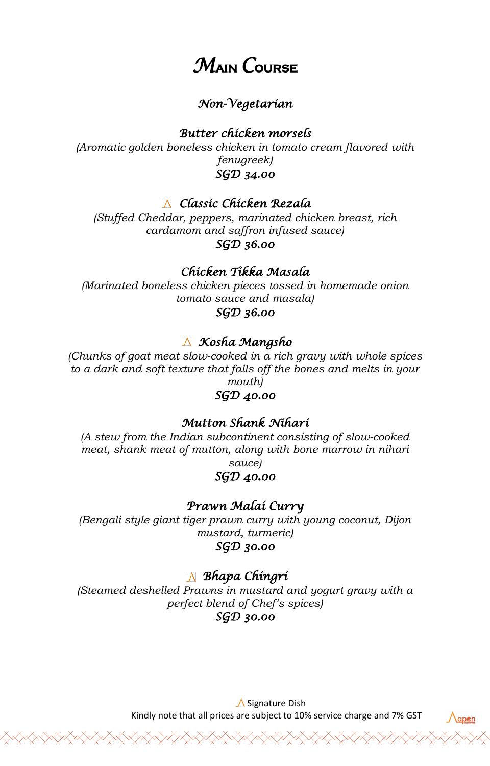# Main Course

## *Non-Vegetarian*

### *Butter chicken morsels*

*(Aromatic golden boneless chicken in tomato cream flavored with fenugreek)*

*SGD 34.00*

### ⋀ *Classic Chicken Rezala*

*(Stuffed Cheddar, peppers, marinated chicken breast, rich cardamom and saffron infused sauce)*

*SGD 36.00*

### *Chicken Tikka Masala*

*(Marinated boneless chicken pieces tossed in homemade onion tomato sauce and masala)*

*SGD 36.00*

### ⋀ *Kosha Mangsho*

*(Chunks of goat meat slow-cooked in a rich gravy with whole spices to a dark and soft texture that falls off the bones and melts in your mouth)*

*SGD 40.00*

### *Mutton Shank Nihari*

*(A stew from the Indian subcontinent consisting of slow-cooked meat, shank meat of mutton, along with bone marrow in nihari sauce)*

*SGD 40.00*

### *Prawn Malai Curry*

*(Bengali style giant tiger prawn curry with young coconut, Dijon mustard, turmeric)*

*SGD 30.00*

### ⋀ *Bhapa Chingri*

*(Steamed deshelled Prawns in mustard and yogurt gravy with a perfect blend of Chef's spices)*

*SGD 30.00*

⋀ Signature Dish

Kindly note that all prices are subject to 10% service charge and 7% GST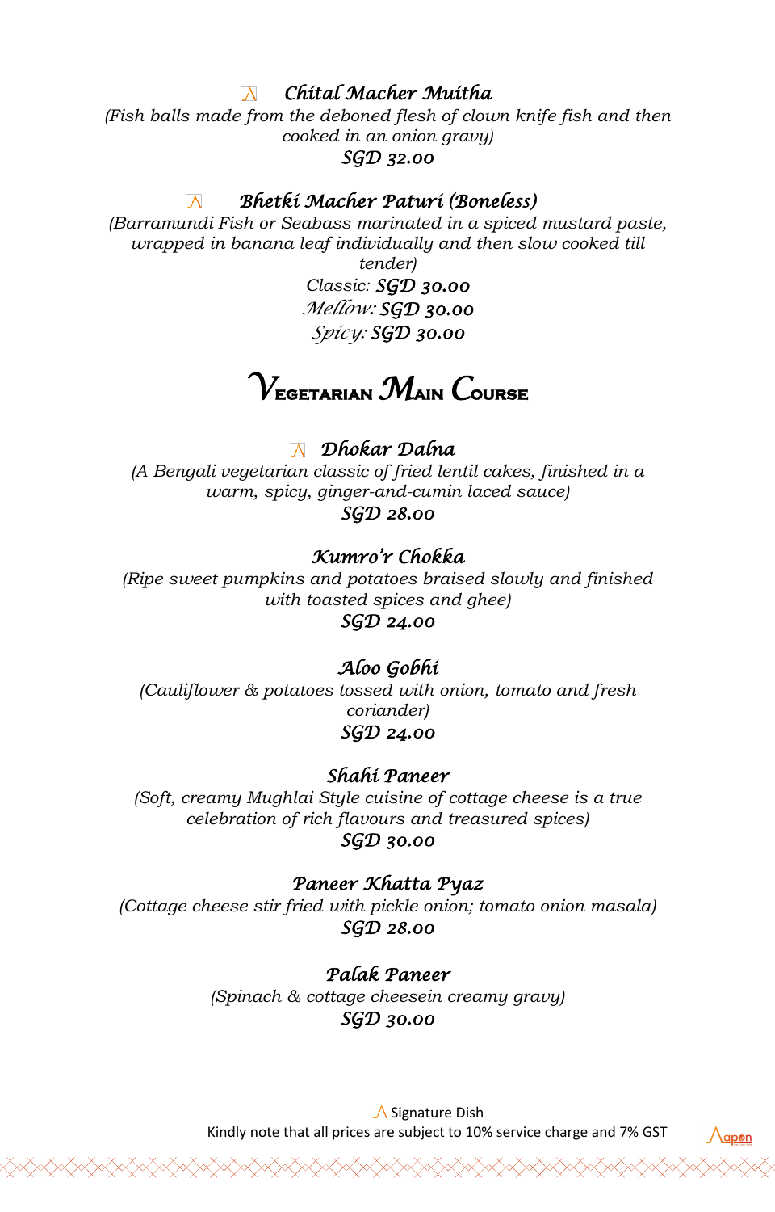### ⋀ *Chital Macher Muitha*

*(Fish balls made from the deboned flesh of clown knife fish and then cooked in an onion gravy)*

*SGD 32.00*

### ⋀ *Bhetki Macher Paturi (Boneless)*

*(Barramundi Fish or Seabass marinated in a spiced mustard paste, wrapped in banana leaf individually and then slow cooked till tender)*

*Classic: SGD 30.00*

*Mellow: SGD 30.00*

*Spicy: SGD 30.00*

## Vegetarian Main Course

### ⋀ *Dhokar Dalna*

*(A Bengali vegetarian classic of fried lentil cakes, finished in a warm, spicy, ginger-and-cumin laced sauce)*

*SGD 28.00*

### *Kumro'r Chokka*

*(Ripe sweet pumpkins and potatoes braised slowly and finished with toasted spices and ghee)*

*SGD 24.00*

### *Aloo Gobhi*

*(Cauliflower & potatoes tossed with onion, tomato and fresh coriander)*

*SGD 24.00*

### *Shahi Paneer*

*(Soft, creamy Mughlai Style cuisine of cottage cheese is a true celebration of rich flavours and treasured spices)*

*SGD 30.00*

### *Paneer Khatta Pyaz*

*(Cottage cheese stir fried with pickle onion; tomato onion masala)*

*SGD 28.00*

### *Palak Paneer*

*(Spinach & cottage cheesein creamy gravy)*

*SGD 30.00*

⋀ Signature Dish

Kindly note that all prices are subject to 10% service charge and 7% GST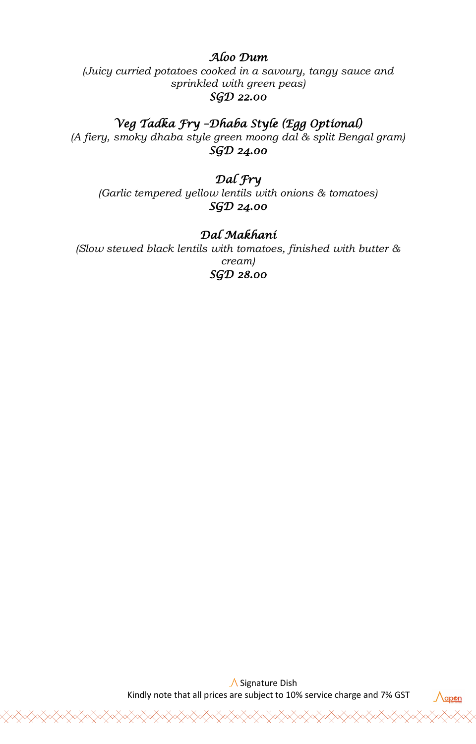### *Aloo Dum*

*(Juicy curried potatoes cooked in a savoury, tangy sauce and sprinkled with green peas)*

*SGD 22.00*

### *Veg Tadka Fry –Dhaba Style (Egg Optional)*

*(A fiery, smoky dhaba style green moong dal & split Bengal gram)*

*SGD 24.00*

### *Dal Fry*

*(Garlic tempered yellow lentils with onions & tomatoes)*

*SGD 24.00*

### *Dal Makhani*

*(Slow stewed black lentils with tomatoes, finished with butter & cream)*

*SGD 28.00*

Signature Dish

Kindly note that all prices are subject to 10% service charge and 7% GST